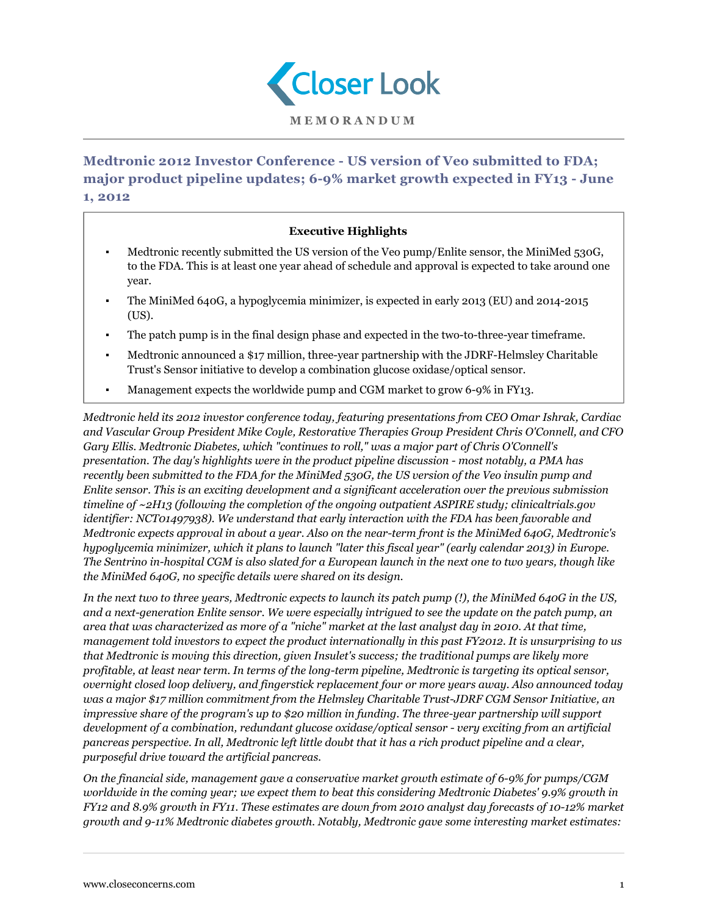# Closer Look

**MEMORANDUM**

## Medtronic 2012 Investor Conference - US version of Veo submitted to FDA; major product pipeline updates; 6-9% market growth expected in FY13 - June 1, 2012

**Executive Highlights**

- Medtronic recently submitted the US version of the Veo pump/Enlite sensor, the MiniMed 530G, to the FDA. This is at least one year ahead of schedule and approval is expected to take around one year.
- The MiniMed 640G, a hypoglycemia minimizer, is expected in early 2013 (EU) and 2014-2015 (US).
- The patch pump is in the final design phase and expected in the two-to-three-year timeframe.
- Medtronic announced a $17 million, three-year partnership with the JDRF-Helmsley Charitable Trust's Sensor initiative to develop a combination glucose oxidase/optical sensor.
- Management expects the worldwide pump and CGM market to grow 6-9% in FY13.

*Medtronic held its 2012 investor conference today, featuring presentations from CEO Omar Ishrak, Cardiac and Vascular Group President Mike Coyle, Restorative Therapies Group President Chris O'Connell, and CFO Gary Ellis. Medtronic Diabetes, which "continues to roll," was a major part of Chris O'Connell's presentation. The day's highlights were in the product pipeline discussion - most notably, a PMA has recently been submitted to the FDA for the MiniMed 530G, the US version of the Veo insulin pump and Enlite sensor. This is an exciting development and a significant acceleration over the previous submission timeline of ~2H13 (following the completion of the ongoing outpatient ASPIRE study; clinicaltrials.gov identifier: NCT01497938). We understand that early interaction with the FDA has been favorable and Medtronic expects approval in about a year. Also on the near-term front is the MiniMed 640G, Medtronic's hypoglycemia minimizer, which it plans to launch "later this fiscal year" (early calendar 2013) in Europe. The Sentrino in-hospital CGM is also slated for a European launch in the next one to two years, though like the MiniMed 640G, no specific details were shared on its design.*

*In the next two to three years, Medtronic expects to launch its patch pump (!), the MiniMed 640G in the US, and a next-generation Enlite sensor. We were especially intrigued to see the update on the patch pump, an area that was characterized as more of a "niche" market at the last analyst day in 2010. At that time, management told investors to expect the product internationally in this past FY2012. It is unsurprising to us that Medtronic is moving this direction, given Insulet's success; the traditional pumps are likely more profitable, at least near term. In terms of the long-term pipeline, Medtronic is targeting its optical sensor, overnight closed loop delivery, and fingerstick replacement four or more years away. Also announced today was a major $17 million commitment from the Helmsley Charitable Trust-JDRF CGM Sensor Initiative, an impressive share of the program's up to $20 million in funding. The three-year partnership will support development of a combination, redundant glucose oxidase/optical sensor - very exciting from an artificial pancreas perspective. In all, Medtronic left little doubt that it has a rich product pipeline and a clear, purposeful drive toward the artificial pancreas.*

*On the financial side, management gave a conservative market growth estimate of 6-9% for pumps/CGM worldwide in the coming year; we expect them to beat this considering Medtronic Diabetes' 9.9% growth in FY12 and 8.9% growth in FY11. These estimates are down from 2010 analyst day forecasts of 10-12% market growth and 9-11% Medtronic diabetes growth. Notably, Medtronic gave some interesting market estimates:*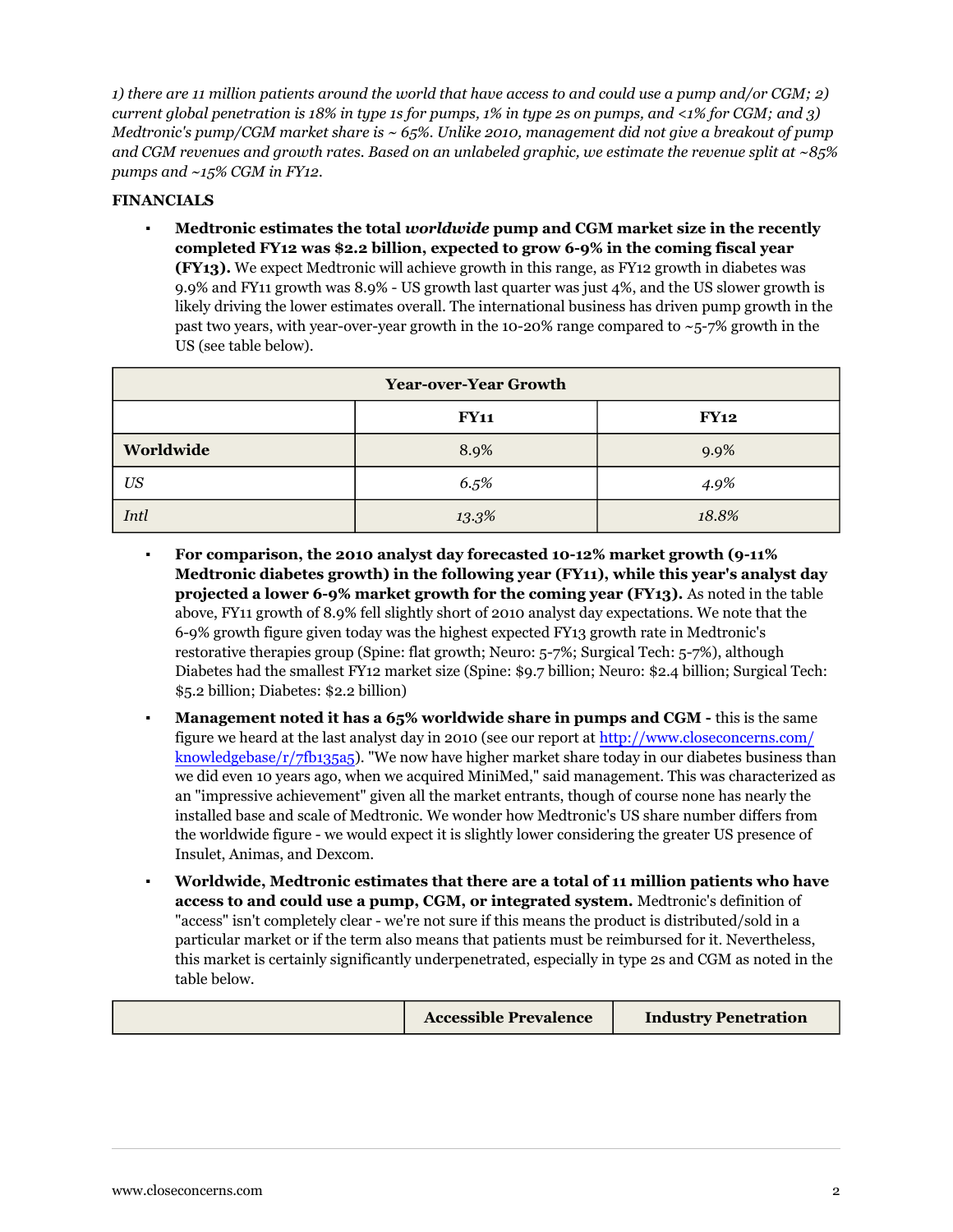*1) there are 11 million patients around the world that have access to and could use a pump and/or CGM; 2) current global penetration is 18% in type 1s for pumps, 1% in type 2s on pumps, and <1% for CGM; and 3) Medtronic's pump/CGM market share is ~ 65%. Unlike 2010, management did not give a breakout of pump and CGM revenues and growth rates. Based on an unlabeled graphic, we estimate the revenue split at ~85% pumps and ~15% CGM in FY12.*

**FINANCIALS**

- **Medtronic estimates the total *worldwide* pump and CGM market size in the recently completed FY12 was $2.2 billion, expected to grow 6-9% in the coming fiscal year (FY13).** We expect Medtronic will achieve growth in this range, as FY12 growth in diabetes was 9.9% and FY11 growth was 8.9% - US growth last quarter was just 4%, and the US slower growth is likely driving the lower estimates overall. The international business has driven pump growth in the past two years, with year-over-year growth in the 10-20% range compared to ~5-7% growth in the US (see table below).

| Year-over-Year Growth | | |
|---|---|---|
| | **FY11** | **FY12** |
| **Worldwide** | 8.9% | 9.9% |
| *US* | *6.5%* | *4.9%* |
| *Intl* | *13.3%* | *18.8%* |

- **For comparison, the 2010 analyst day forecasted 10-12% market growth (9-11% Medtronic diabetes growth) in the following year (FY11), while this year's analyst day projected a lower 6-9% market growth for the coming year (FY13).** As noted in the table above, FY11 growth of 8.9% fell slightly short of 2010 analyst day expectations. We note that the 6-9% growth figure given today was the highest expected FY13 growth rate in Medtronic's restorative therapies group (Spine: flat growth; Neuro: 5-7%; Surgical Tech: 5-7%), although Diabetes had the smallest FY12 market size (Spine: $9.7 billion; Neuro: $2.4 billion; Surgical Tech: $5.2 billion; Diabetes: $2.2 billion)
- **Management noted it has a 65% worldwide share in pumps and CGM -** this is the same figure we heard at the last analyst day in 2010 (see our report at [http://www.closeconcerns.com/knowledgebase/r/7fb135a5](http://www.closeconcerns.com/knowledgebase/r/7fb135a5)). "We now have higher market share today in our diabetes business than we did even 10 years ago, when we acquired MiniMed," said management. This was characterized as an "impressive achievement" given all the market entrants, though of course none has nearly the installed base and scale of Medtronic. We wonder how Medtronic's US share number differs from the worldwide figure - we would expect it is slightly lower considering the greater US presence of Insulet, Animas, and Dexcom.
- **Worldwide, Medtronic estimates that there are a total of 11 million patients who have access to and could use a pump, CGM, or integrated system.** Medtronic's definition of "access" isn't completely clear - we're not sure if this means the product is distributed/sold in a particular market or if the term also means that patients must be reimbursed for it. Nevertheless, this market is certainly significantly underpenetrated, especially in type 2s and CGM as noted in the table below.

| | **Accessible Prevalence** | **Industry Penetration** |
|---|---|---|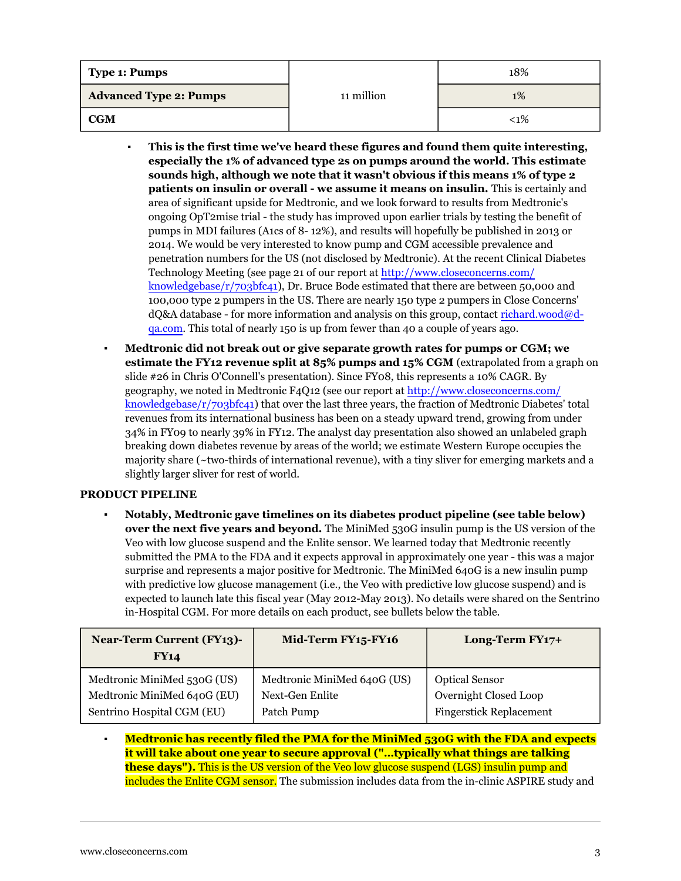| Type 1: Pumps | 11 million | 18% |
|---|---|---|
| **Advanced Type 2: Pumps** | | 1% |
| **CGM** | | <1% |

- **This is the first time we've heard these figures and found them quite interesting, especially the 1% of advanced type 2s on pumps around the world. This estimate sounds high, although we note that it wasn't obvious if this means 1% of type 2 patients on insulin or overall - we assume it means on insulin.** This is certainly and area of significant upside for Medtronic, and we look forward to results from Medtronic's ongoing OpT2mise trial - the study has improved upon earlier trials by testing the benefit of pumps in MDI failures (A1cs of 8- 12%), and results will hopefully be published in 2013 or 2014. We would be very interested to know pump and CGM accessible prevalence and penetration numbers for the US (not disclosed by Medtronic). At the recent Clinical Diabetes Technology Meeting (see page 21 of our report at http://www.closeconcerns.com/knowledgebase/r/703bfc41), Dr. Bruce Bode estimated that there are between 50,000 and 100,000 type 2 pumpers in the US. There are nearly 150 type 2 pumpers in Close Concerns' dQ&A database - for more information and analysis on this group, contact richard.wood@d-qa.com. This total of nearly 150 is up from fewer than 40 a couple of years ago.

- **Medtronic did not break out or give separate growth rates for pumps or CGM; we estimate the FY12 revenue split at 85% pumps and 15% CGM** (extrapolated from a graph on slide #26 in Chris O'Connell's presentation). Since FY08, this represents a 10% CAGR. By geography, we noted in Medtronic F4Q12 (see our report at http://www.closeconcerns.com/knowledgebase/r/703bfc41) that over the last three years, the fraction of Medtronic Diabetes' total revenues from its international business has been on a steady upward trend, growing from under 34% in FY09 to nearly 39% in FY12. The analyst day presentation also showed an unlabeled graph breaking down diabetes revenue by areas of the world; we estimate Western Europe occupies the majority share (~two-thirds of international revenue), with a tiny sliver for emerging markets and a slightly larger sliver for rest of world.

**PRODUCT PIPELINE**

- **Notably, Medtronic gave timelines on its diabetes product pipeline (see table below) over the next five years and beyond.** The MiniMed 530G insulin pump is the US version of the Veo with low glucose suspend and the Enlite sensor. We learned today that Medtronic recently submitted the PMA to the FDA and it expects approval in approximately one year - this was a major surprise and represents a major positive for Medtronic. The MiniMed 640G is a new insulin pump with predictive low glucose management (i.e., the Veo with predictive low glucose suspend) and is expected to launch late this fiscal year (May 2012-May 2013). No details were shared on the Sentrino in-Hospital CGM. For more details on each product, see bullets below the table.

| Near-Term Current (FY13)-FY14 | Mid-Term FY15-FY16 | Long-Term FY17+ |
|---|---|---|
| Medtronic MiniMed 530G (US)<br>Medtronic MiniMed 640G (EU)<br>Sentrino Hospital CGM (EU) | Medtronic MiniMed 640G (US)<br>Next-Gen Enlite<br>Patch Pump | Optical Sensor<br>Overnight Closed Loop<br>Fingerstick Replacement |

- **Medtronic has recently filed the PMA for the MiniMed 530G with the FDA and expects it will take about one year to secure approval ("...typically what things are talking these days").** This is the US version of the Veo low glucose suspend (LGS) insulin pump and includes the Enlite CGM sensor. The submission includes data from the in-clinic ASPIRE study and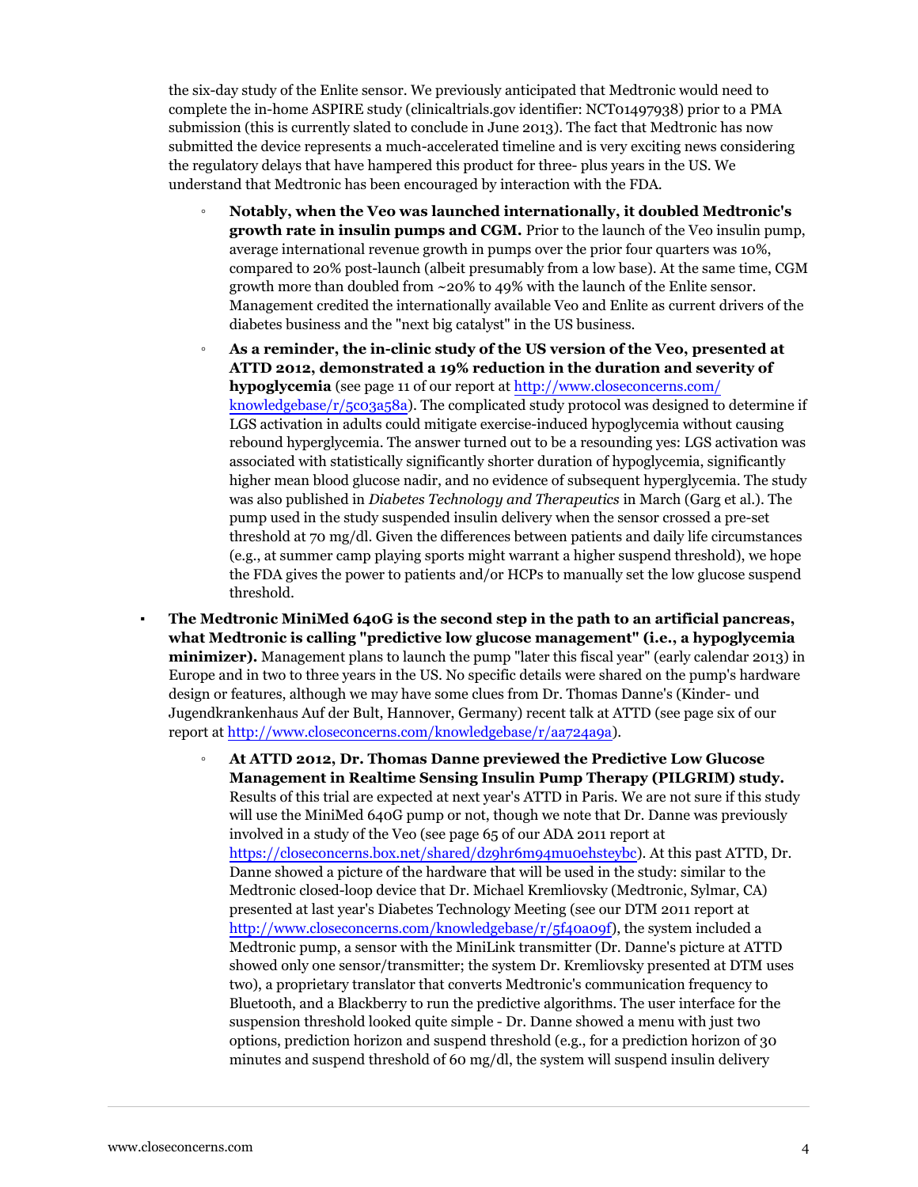the six-day study of the Enlite sensor. We previously anticipated that Medtronic would need to complete the in-home ASPIRE study (clinicaltrials.gov identifier: NCT01497938) prior to a PMA submission (this is currently slated to conclude in June 2013). The fact that Medtronic has now submitted the device represents a much-accelerated timeline and is very exciting news considering the regulatory delays that have hampered this product for three- plus years in the US. We understand that Medtronic has been encouraged by interaction with the FDA.

- **Notably, when the Veo was launched internationally, it doubled Medtronic's growth rate in insulin pumps and CGM.** Prior to the launch of the Veo insulin pump, average international revenue growth in pumps over the prior four quarters was 10%, compared to 20% post-launch (albeit presumably from a low base). At the same time, CGM growth more than doubled from ~20% to 49% with the launch of the Enlite sensor. Management credited the internationally available Veo and Enlite as current drivers of the diabetes business and the "next big catalyst" in the US business.
- **As a reminder, the in-clinic study of the US version of the Veo, presented at ATTD 2012, demonstrated a 19% reduction in the duration and severity of hypoglycemia** (see page 11 of our report at http://www.closeconcerns.com/knowledgebase/r/5c03a58a). The complicated study protocol was designed to determine if LGS activation in adults could mitigate exercise-induced hypoglycemia without causing rebound hyperglycemia. The answer turned out to be a resounding yes: LGS activation was associated with statistically significantly shorter duration of hypoglycemia, significantly higher mean blood glucose nadir, and no evidence of subsequent hyperglycemia. The study was also published in *Diabetes Technology and Therapeutics* in March (Garg et al.). The pump used in the study suspended insulin delivery when the sensor crossed a pre-set threshold at 70 mg/dl. Given the differences between patients and daily life circumstances (e.g., at summer camp playing sports might warrant a higher suspend threshold), we hope the FDA gives the power to patients and/or HCPs to manually set the low glucose suspend threshold.

- **The Medtronic MiniMed 640G is the second step in the path to an artificial pancreas, what Medtronic is calling "predictive low glucose management" (i.e., a hypoglycemia minimizer).** Management plans to launch the pump "later this fiscal year" (early calendar 2013) in Europe and in two to three years in the US. No specific details were shared on the pump's hardware design or features, although we may have some clues from Dr. Thomas Danne's (Kinder- und Jugendkrankenhaus Auf der Bult, Hannover, Germany) recent talk at ATTD (see page six of our report at http://www.closeconcerns.com/knowledgebase/r/aa724a9a).
  - **At ATTD 2012, Dr. Thomas Danne previewed the Predictive Low Glucose Management in Realtime Sensing Insulin Pump Therapy (PILGRIM) study.** Results of this trial are expected at next year's ATTD in Paris. We are not sure if this study will use the MiniMed 640G pump or not, though we note that Dr. Danne was previously involved in a study of the Veo (see page 65 of our ADA 2011 report at https://closeconcerns.box.net/shared/dz9hr6m94mu0ehsteybc). At this past ATTD, Dr. Danne showed a picture of the hardware that will be used in the study: similar to the Medtronic closed-loop device that Dr. Michael Kremliovsky (Medtronic, Sylmar, CA) presented at last year's Diabetes Technology Meeting (see our DTM 2011 report at http://www.closeconcerns.com/knowledgebase/r/5f40a09f), the system included a Medtronic pump, a sensor with the MiniLink transmitter (Dr. Danne's picture at ATTD showed only one sensor/transmitter; the system Dr. Kremliovsky presented at DTM uses two), a proprietary translator that converts Medtronic's communication frequency to Bluetooth, and a Blackberry to run the predictive algorithms. The user interface for the suspension threshold looked quite simple - Dr. Danne showed a menu with just two options, prediction horizon and suspend threshold (e.g., for a prediction horizon of 30 minutes and suspend threshold of 60 mg/dl, the system will suspend insulin delivery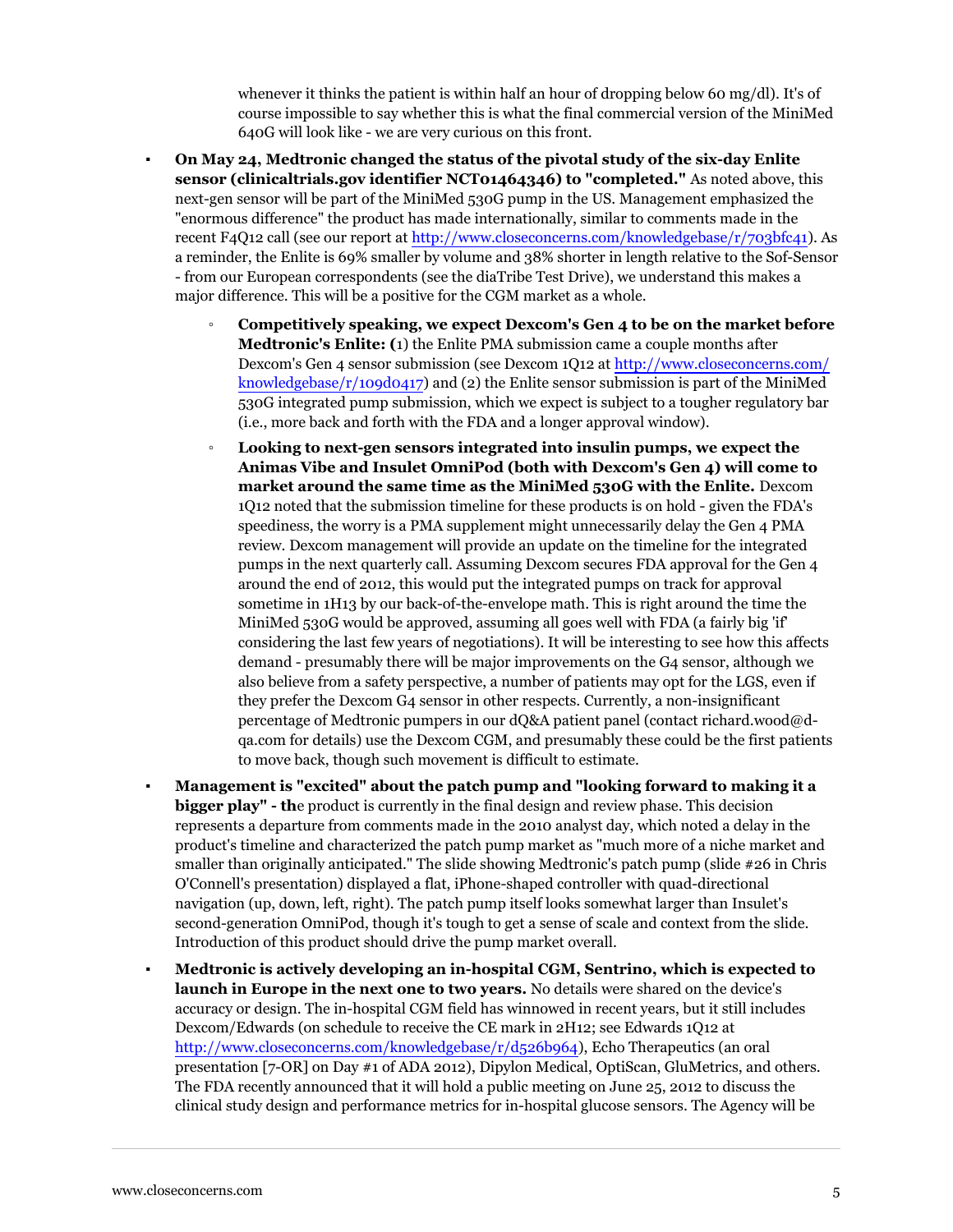whenever it thinks the patient is within half an hour of dropping below 60 mg/dl). It's of course impossible to say whether this is what the final commercial version of the MiniMed 640G will look like - we are very curious on this front.

- **On May 24, Medtronic changed the status of the pivotal study of the six-day Enlite sensor (clinicaltrials.gov identifier NCT01464346) to "completed."** As noted above, this next-gen sensor will be part of the MiniMed 530G pump in the US. Management emphasized the "enormous difference" the product has made internationally, similar to comments made in the recent F4Q12 call (see our report at http://www.closeconcerns.com/knowledgebase/r/703bfc41). As a reminder, the Enlite is 69% smaller by volume and 38% shorter in length relative to the Sof-Sensor - from our European correspondents (see the diaTribe Test Drive), we understand this makes a major difference. This will be a positive for the CGM market as a whole.
  - **Competitively speaking, we expect Dexcom's Gen 4 to be on the market before Medtronic's Enlite: (**1) the Enlite PMA submission came a couple months after Dexcom's Gen 4 sensor submission (see Dexcom 1Q12 at http://www.closeconcerns.com/knowledgebase/r/109d0417) and (2) the Enlite sensor submission is part of the MiniMed 530G integrated pump submission, which we expect is subject to a tougher regulatory bar (i.e., more back and forth with the FDA and a longer approval window).
  - **Looking to next-gen sensors integrated into insulin pumps, we expect the Animas Vibe and Insulet OmniPod (both with Dexcom's Gen 4) will come to market around the same time as the MiniMed 530G with the Enlite.** Dexcom 1Q12 noted that the submission timeline for these products is on hold - given the FDA's speediness, the worry is a PMA supplement might unnecessarily delay the Gen 4 PMA review. Dexcom management will provide an update on the timeline for the integrated pumps in the next quarterly call. Assuming Dexcom secures FDA approval for the Gen 4 around the end of 2012, this would put the integrated pumps on track for approval sometime in 1H13 by our back-of-the-envelope math. This is right around the time the MiniMed 530G would be approved, assuming all goes well with FDA (a fairly big 'if' considering the last few years of negotiations). It will be interesting to see how this affects demand - presumably there will be major improvements on the G4 sensor, although we also believe from a safety perspective, a number of patients may opt for the LGS, even if they prefer the Dexcom G4 sensor in other respects. Currently, a non-insignificant percentage of Medtronic pumpers in our dQ&A patient panel (contact richard.wood@d-qa.com for details) use the Dexcom CGM, and presumably these could be the first patients to move back, though such movement is difficult to estimate.
- **Management is "excited" about the patch pump and "looking forward to making it a bigger play" - th**e product is currently in the final design and review phase. This decision represents a departure from comments made in the 2010 analyst day, which noted a delay in the product's timeline and characterized the patch pump market as "much more of a niche market and smaller than originally anticipated." The slide showing Medtronic's patch pump (slide #26 in Chris O'Connell's presentation) displayed a flat, iPhone-shaped controller with quad-directional navigation (up, down, left, right). The patch pump itself looks somewhat larger than Insulet's second-generation OmniPod, though it's tough to get a sense of scale and context from the slide. Introduction of this product should drive the pump market overall.
- **Medtronic is actively developing an in-hospital CGM, Sentrino, which is expected to launch in Europe in the next one to two years.** No details were shared on the device's accuracy or design. The in-hospital CGM field has winnowed in recent years, but it still includes Dexcom/Edwards (on schedule to receive the CE mark in 2H12; see Edwards 1Q12 at http://www.closeconcerns.com/knowledgebase/r/d526b964), Echo Therapeutics (an oral presentation [7-OR] on Day #1 of ADA 2012), Dipylon Medical, OptiScan, GluMetrics, and others. The FDA recently announced that it will hold a public meeting on June 25, 2012 to discuss the clinical study design and performance metrics for in-hospital glucose sensors. The Agency will be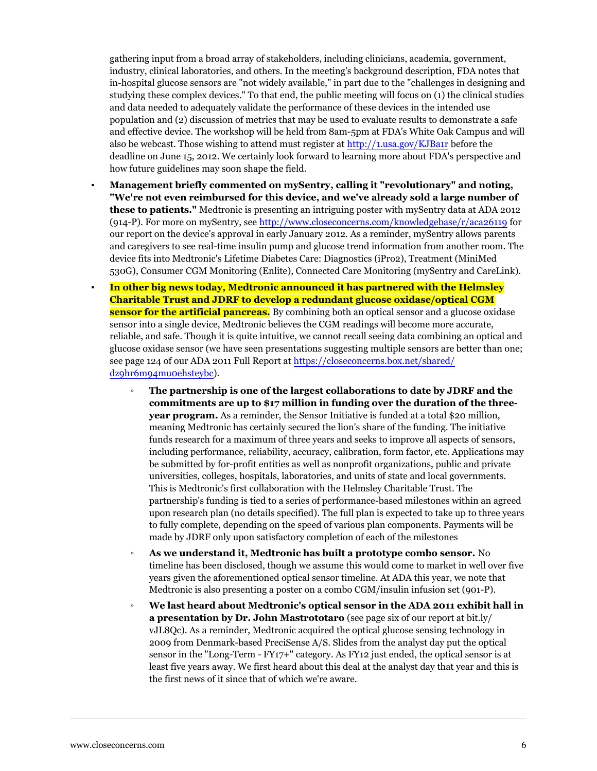gathering input from a broad array of stakeholders, including clinicians, academia, government, industry, clinical laboratories, and others. In the meeting's background description, FDA notes that in-hospital glucose sensors are "not widely available," in part due to the "challenges in designing and studying these complex devices." To that end, the public meeting will focus on (1) the clinical studies and data needed to adequately validate the performance of these devices in the intended use population and (2) discussion of metrics that may be used to evaluate results to demonstrate a safe and effective device. The workshop will be held from 8am-5pm at FDA's White Oak Campus and will also be webcast. Those wishing to attend must register at http://1.usa.gov/KJBa1r before the deadline on June 15, 2012. We certainly look forward to learning more about FDA's perspective and how future guidelines may soon shape the field.

- **Management briefly commented on mySentry, calling it "revolutionary" and noting, "We're not even reimbursed for this device, and we've already sold a large number of these to patients."** Medtronic is presenting an intriguing poster with mySentry data at ADA 2012 (914-P). For more on mySentry, see http://www.closeconcerns.com/knowledgebase/r/aca26119 for our report on the device's approval in early January 2012. As a reminder, mySentry allows parents and caregivers to see real-time insulin pump and glucose trend information from another room. The device fits into Medtronic's Lifetime Diabetes Care: Diagnostics (iPro2), Treatment (MiniMed 530G), Consumer CGM Monitoring (Enlite), Connected Care Monitoring (mySentry and CareLink).
- **In other big news today, Medtronic announced it has partnered with the Helmsley Charitable Trust and JDRF to develop a redundant glucose oxidase/optical CGM sensor for the artificial pancreas.** By combining both an optical sensor and a glucose oxidase sensor into a single device, Medtronic believes the CGM readings will become more accurate, reliable, and safe. Though it is quite intuitive, we cannot recall seeing data combining an optical and glucose oxidase sensor (we have seen presentations suggesting multiple sensors are better than one; see page 124 of our ADA 2011 Full Report at https://closeconcerns.box.net/shared/dz9hr6m94mu0ehsteybc).
  - **The partnership is one of the largest collaborations to date by JDRF and the commitments are up to $17 million in funding over the duration of the three-year program.** As a reminder, the Sensor Initiative is funded at a total $20 million, meaning Medtronic has certainly secured the lion's share of the funding. The initiative funds research for a maximum of three years and seeks to improve all aspects of sensors, including performance, reliability, accuracy, calibration, form factor, etc. Applications may be submitted by for-profit entities as well as nonprofit organizations, public and private universities, colleges, hospitals, laboratories, and units of state and local governments. This is Medtronic's first collaboration with the Helmsley Charitable Trust. The partnership's funding is tied to a series of performance-based milestones within an agreed upon research plan (no details specified). The full plan is expected to take up to three years to fully complete, depending on the speed of various plan components. Payments will be made by JDRF only upon satisfactory completion of each of the milestones
  - **As we understand it, Medtronic has built a prototype combo sensor.** No timeline has been disclosed, though we assume this would come to market in well over five years given the aforementioned optical sensor timeline. At ADA this year, we note that Medtronic is also presenting a poster on a combo CGM/insulin infusion set (901-P).
  - **We last heard about Medtronic's optical sensor in the ADA 2011 exhibit hall in a presentation by Dr. John Mastrototaro** (see page six of our report at bit.ly/vJL8Qc). As a reminder, Medtronic acquired the optical glucose sensing technology in 2009 from Denmark-based PreciSense A/S. Slides from the analyst day put the optical sensor in the "Long-Term - FY17+" category. As FY12 just ended, the optical sensor is at least five years away. We first heard about this deal at the analyst day that year and this is the first news of it since that of which we're aware.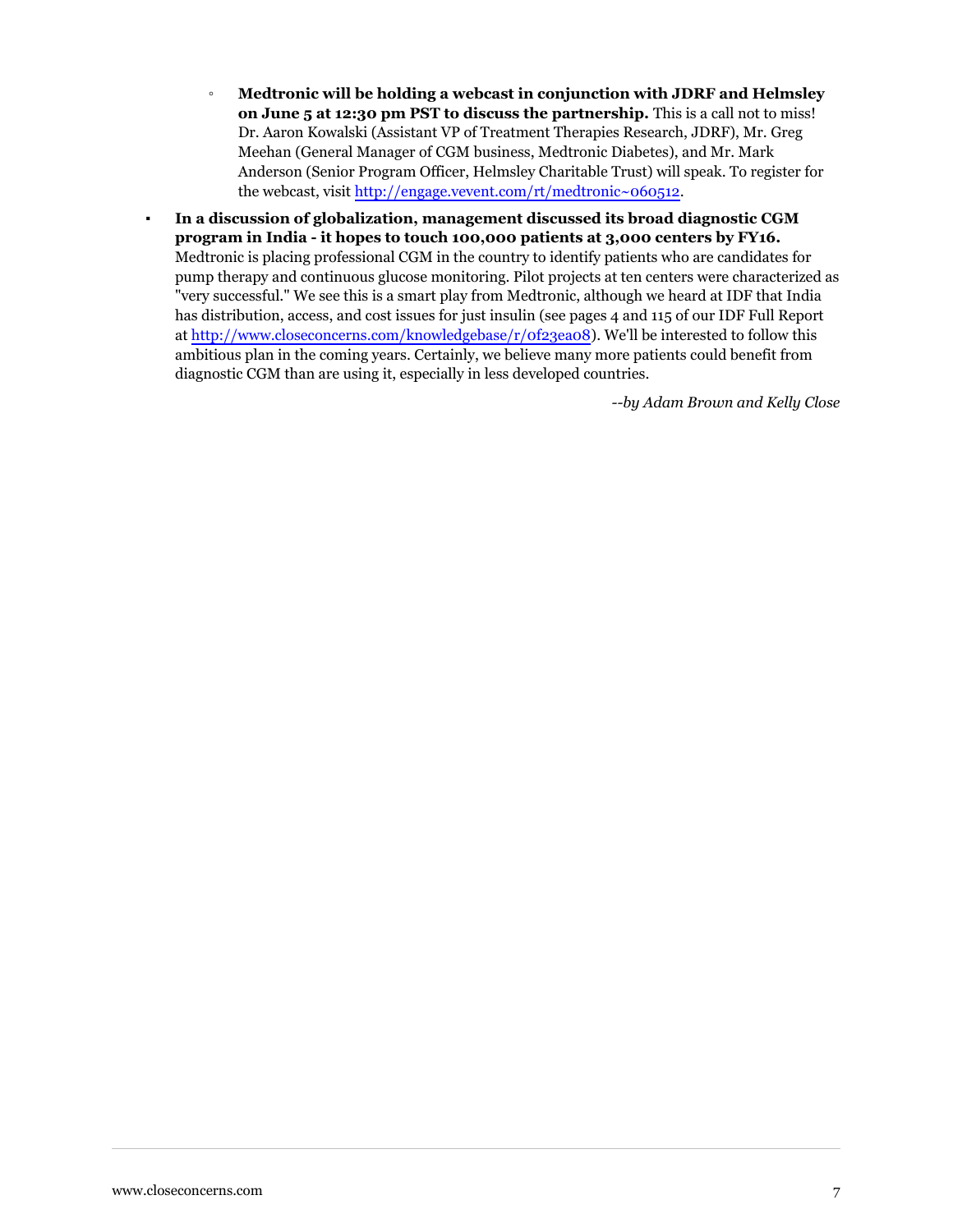- **Medtronic will be holding a webcast in conjunction with JDRF and Helmsley on June 5 at 12:30 pm PST to discuss the partnership.** This is a call not to miss! Dr. Aaron Kowalski (Assistant VP of Treatment Therapies Research, JDRF), Mr. Greg Meehan (General Manager of CGM business, Medtronic Diabetes), and Mr. Mark Anderson (Senior Program Officer, Helmsley Charitable Trust) will speak. To register for the webcast, visit http://engage.vevent.com/rt/medtronic~060512.

- **In a discussion of globalization, management discussed its broad diagnostic CGM program in India - it hopes to touch 100,000 patients at 3,000 centers by FY16.** Medtronic is placing professional CGM in the country to identify patients who are candidates for pump therapy and continuous glucose monitoring. Pilot projects at ten centers were characterized as "very successful." We see this is a smart play from Medtronic, although we heard at IDF that India has distribution, access, and cost issues for just insulin (see pages 4 and 115 of our IDF Full Report at http://www.closeconcerns.com/knowledgebase/r/0f23ea08). We'll be interested to follow this ambitious plan in the coming years. Certainly, we believe many more patients could benefit from diagnostic CGM than are using it, especially in less developed countries.

*--by Adam Brown and Kelly Close*